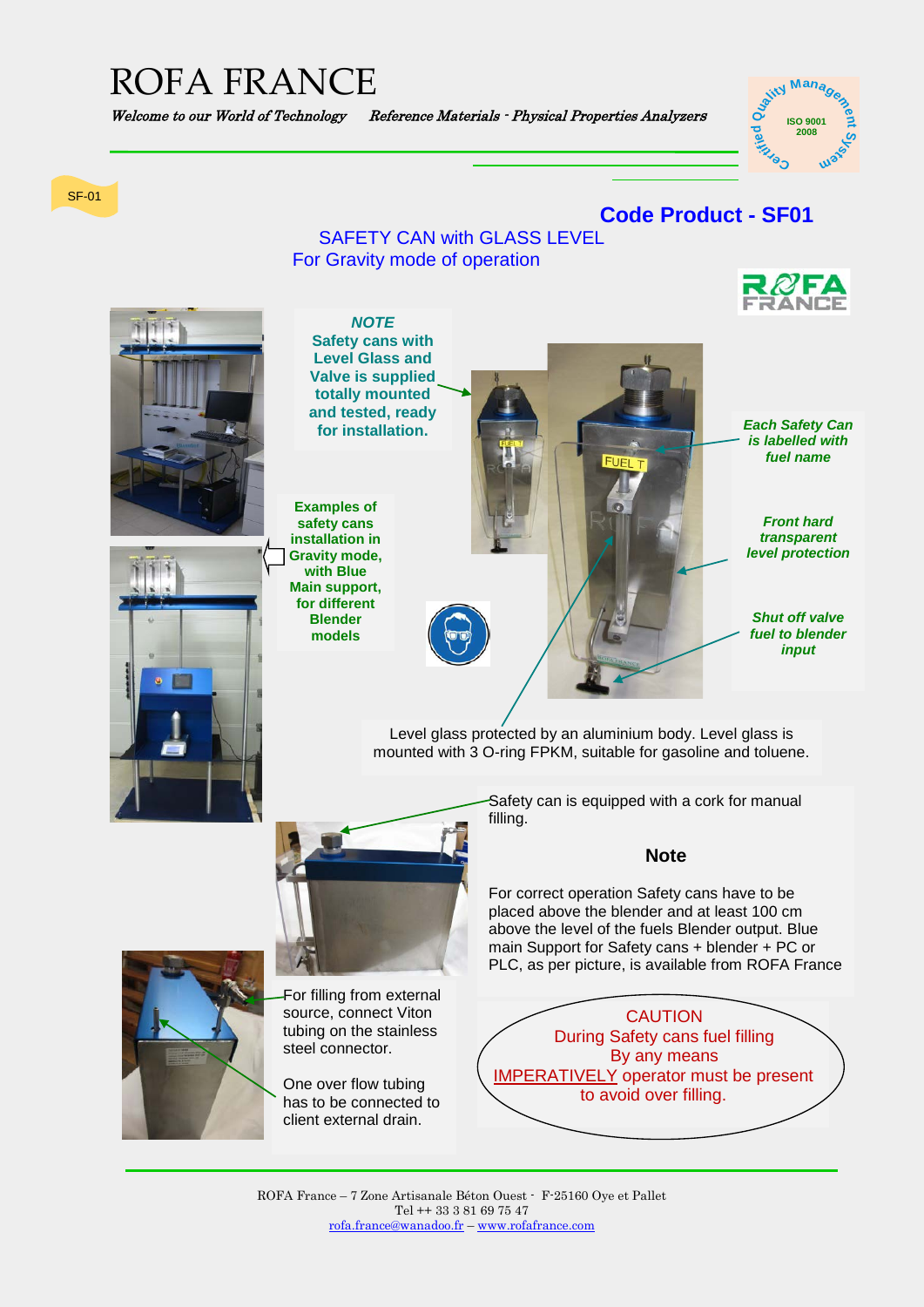# ROFA FRANCE

*Welcome to our World of Technology* *Reference Materials - Physical Properties Analyzers*

Certified Quality Management System ISO 9001 2008

SF-01

## Code Product - SF01

### SAFETY CAN with GLASS LEVEL
### For Gravity mode of operation

***NOTE***
**Safety cans with Level Glass and Valve is supplied totally mounted and tested, ready for installation.**

**Examples of safety cans installation in Gravity mode, with Blue Main support, for different Blender models**

***Each Safety Can is labelled with fuel name***

***Front hard transparent level protection***

***Shut off valve fuel to blender input***

Level glass protected by an aluminium body. Level glass is mounted with 3 O-ring FPKM, suitable for gasoline and toluene.

Safety can is equipped with a cork for manual filling.

**Note**

For correct operation Safety cans have to be placed above the blender and at least 100 cm above the level of the fuels Blender output. Blue main Support for Safety cans + blender + PC or PLC, as per picture, is available from ROFA France

For filling from external source, connect Viton tubing on the stainless steel connector.

One over flow tubing has to be connected to client external drain.

CAUTION
During Safety cans fuel filling
By any means
IMPERATIVELY operator must be present
to avoid over filling.

ROFA France – 7 Zone Artisanale Béton Ouest - F-25160 Oye et Pallet
Tel ++ 33 3 81 69 75 47
rofa.france@wanadoo.fr – www.rofafrance.com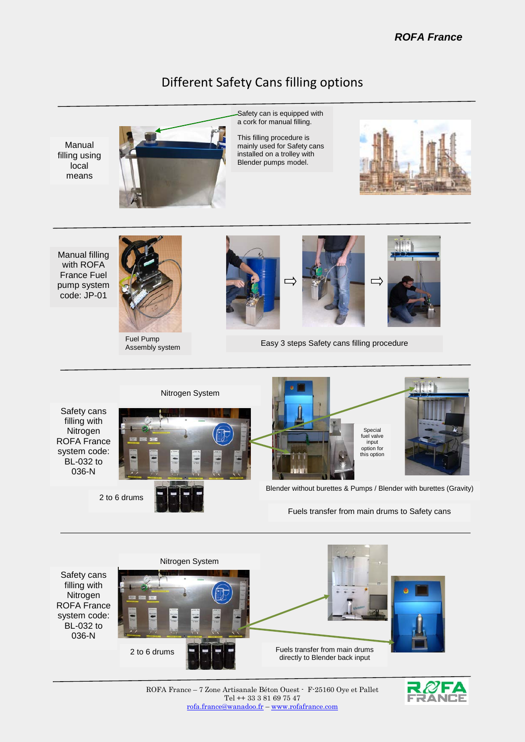# Different Safety Cans filling options

Manual filling using local means

Safety can is equipped with a cork for manual filling.

This filling procedure is mainly used for Safety cans installed on a trolley with Blender pumps model.

---

Manual filling with ROFA France Fuel pump system code: JP-01

Fuel Pump Assembly system

Easy 3 steps Safety cans filling procedure

---

Safety cans filling with Nitrogen ROFA France system code: BL-032 to 036-N

Nitrogen System

2 to 6 drums

Special fuel valve input option for this option

Blender without burettes & Pumps / Blender with burettes (Gravity)

Fuels transfer from main drums to Safety cans

---

Safety cans filling with Nitrogen ROFA France system code: BL-032 to 036-N

Nitrogen System

2 to 6 drums

Fuels transfer from main drums directly to Blender back input

---

ROFA France – 7 Zone Artisanale Béton Ouest - F-25160 Oye et Pallet
Tel ++ 33 3 81 69 75 47
rofa.france@wanadoo.fr – www.rofafrance.com